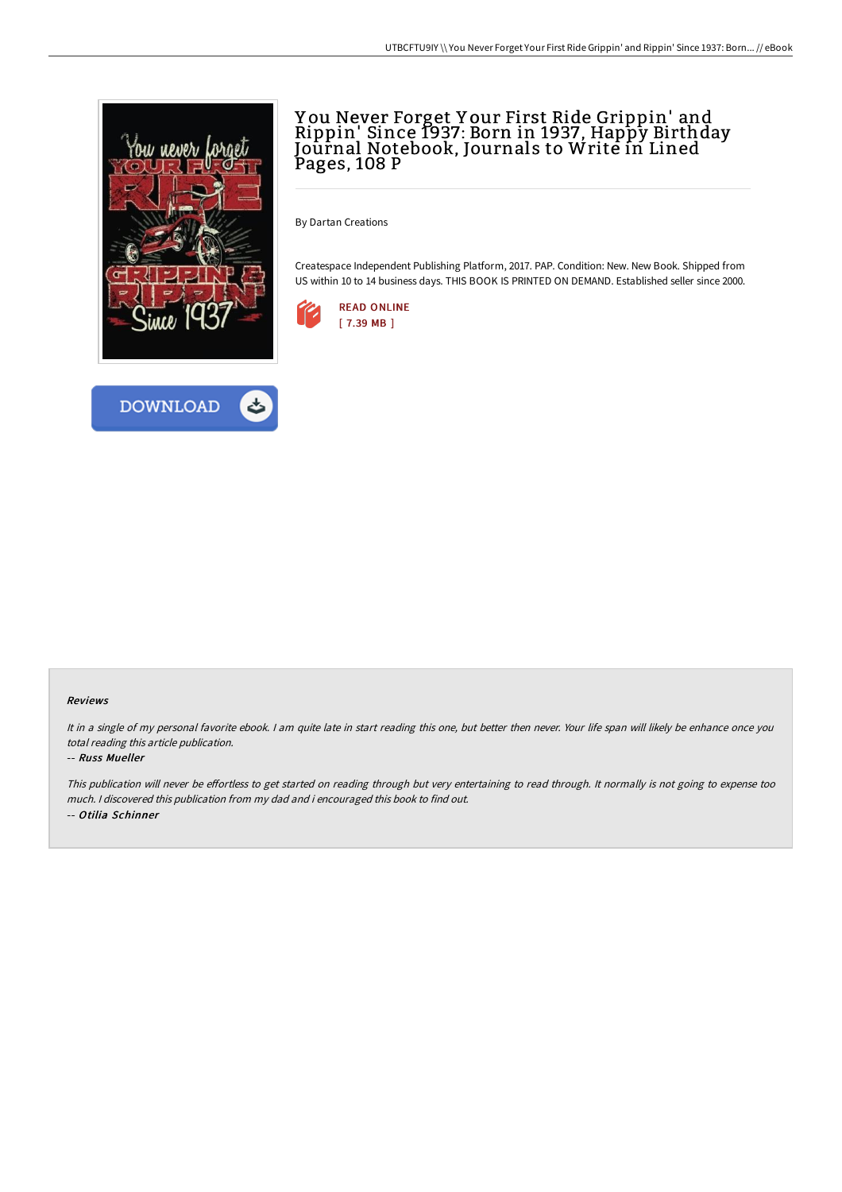# You Never Forget Your First Ride Grippin' and Rippin' Since 1937: Born in 1937, Happy Birthday Journal Notebook, Journals to Write in Lined Pages, 108 P

By Dartan Creations

Createspace Independent Publishing Platform, 2017. PAP. Condition: New. New Book. Shipped from US within 10 to 14 business days. THIS BOOK IS PRINTED ON DEMAND. Established seller since 2000.

READ ONLINE
[ 7.39 MB ]

DOWNLOAD

### Reviews

*It in a single of my personal favorite ebook. I am quite late in start reading this one, but better then never. Your life span will likely be enhance once you total reading this article publication.*

-- *Russ Mueller*

*This publication will never be effortless to get started on reading through but very entertaining to read through. It normally is not going to expense too much. I discovered this publication from my dad and i encouraged this book to find out.*

-- *Otilia Schinner*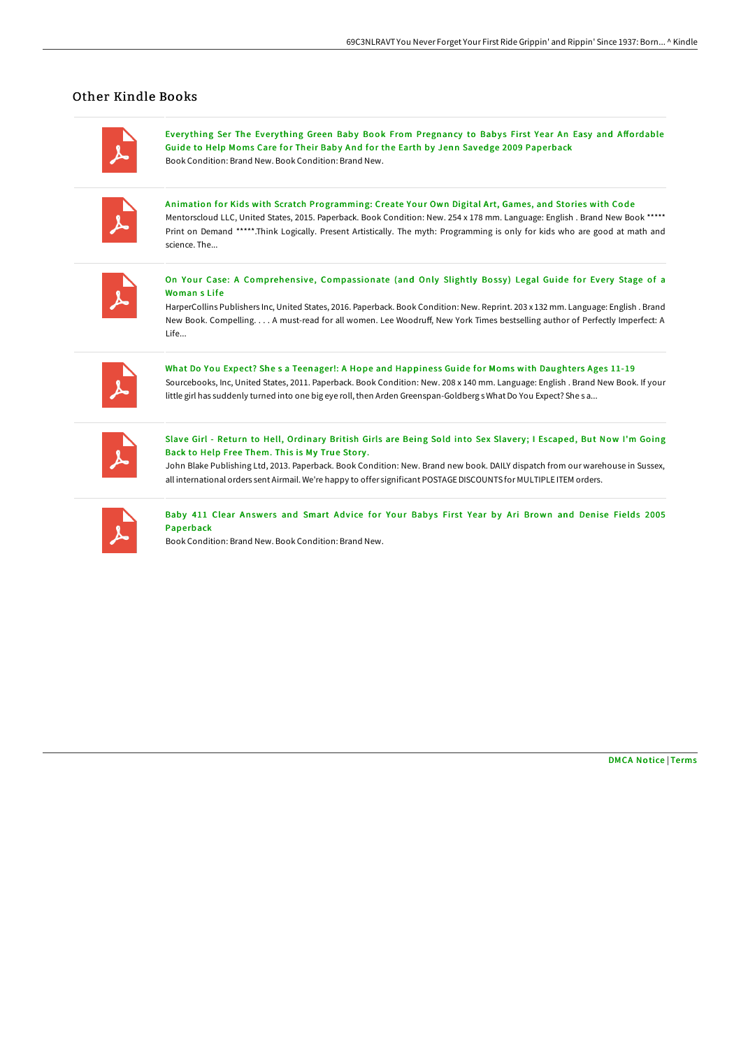## Other Kindle Books

**Everything Ser The Everything Green Baby Book From Pregnancy to Babys First Year An Easy and Affordable Guide to Help Moms Care for Their Baby And for the Earth by Jenn Savedge 2009 Paperback**

Book Condition: Brand New. Book Condition: Brand New.

**Animation for Kids with Scratch Programming: Create Your Own Digital Art, Games, and Stories with Code**

Mentorscloud LLC, United States, 2015. Paperback. Book Condition: New. 254 x 178 mm. Language: English . Brand New Book ***** Print on Demand *****.Think Logically. Present Artistically. The myth: Programming is only for kids who are good at math and science. The...

**On Your Case: A Comprehensive, Compassionate (and Only Slightly Bossy) Legal Guide for Every Stage of a Woman s Life**

HarperCollins Publishers Inc, United States, 2016. Paperback. Book Condition: New. Reprint. 203 x 132 mm. Language: English . Brand New Book. Compelling. . . . A must-read for all women. Lee Woodruff, New York Times bestselling author of Perfectly Imperfect: A Life...

**What Do You Expect? She s a Teenager!: A Hope and Happiness Guide for Moms with Daughters Ages 11-19**

Sourcebooks, Inc, United States, 2011. Paperback. Book Condition: New. 208 x 140 mm. Language: English . Brand New Book. If your little girl has suddenly turned into one big eye roll, then Arden Greenspan-Goldberg s What Do You Expect? She s a...

**Slave Girl - Return to Hell, Ordinary British Girls are Being Sold into Sex Slavery; I Escaped, But Now I'm Going Back to Help Free Them. This is My True Story.**

John Blake Publishing Ltd, 2013. Paperback. Book Condition: New. Brand new book. DAILY dispatch from our warehouse in Sussex, all international orders sent Airmail. We're happy to offer significant POSTAGE DISCOUNTS for MULTIPLE ITEM orders.

**Baby 411 Clear Answers and Smart Advice for Your Babys First Year by Ari Brown and Denise Fields 2005 Paperback**

Book Condition: Brand New. Book Condition: Brand New.

DMCA Notice | Terms